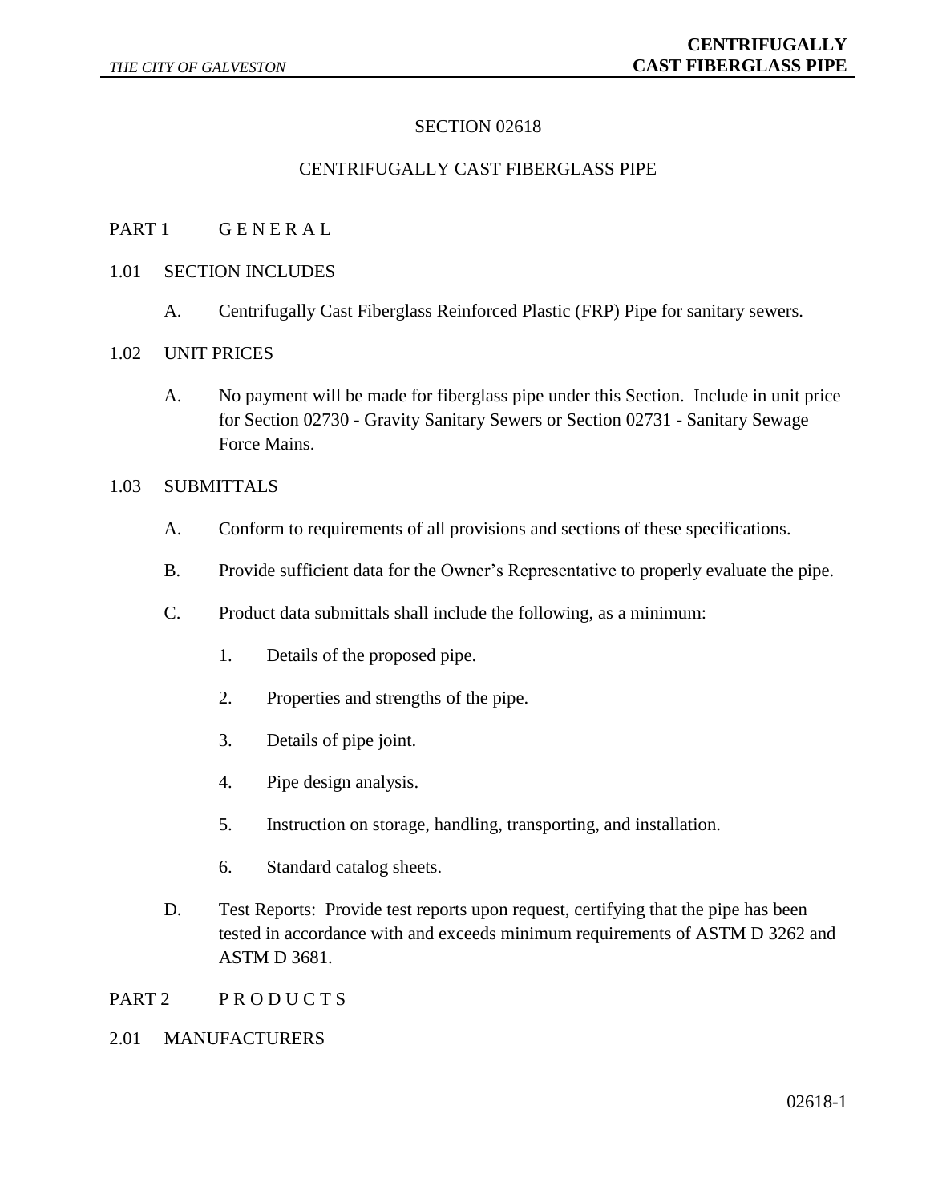# SECTION 02618

# CENTRIFUGALLY CAST FIBERGLASS PIPE

## PART 1 G E N E R A L

### 1.01 SECTION INCLUDES

A. Centrifugally Cast Fiberglass Reinforced Plastic (FRP) Pipe for sanitary sewers.

### 1.02 UNIT PRICES

A. No payment will be made for fiberglass pipe under this Section. Include in unit price for Section 02730 - Gravity Sanitary Sewers or Section 02731 - Sanitary Sewage Force Mains.

### 1.03 SUBMITTALS

A. Conform to requirements of all provisions and sections of these specifications.

B. Provide sufficient data for the Owner's Representative to properly evaluate the pipe.

C. Product data submittals shall include the following, as a minimum:

1. Details of the proposed pipe.
2. Properties and strengths of the pipe.
3. Details of pipe joint.
4. Pipe design analysis.
5. Instruction on storage, handling, transporting, and installation.
6. Standard catalog sheets.

D. Test Reports: Provide test reports upon request, certifying that the pipe has been tested in accordance with and exceeds minimum requirements of ASTM D 3262 and ASTM D 3681.

## PART 2 P R O D U C T S

### 2.01 MANUFACTURERS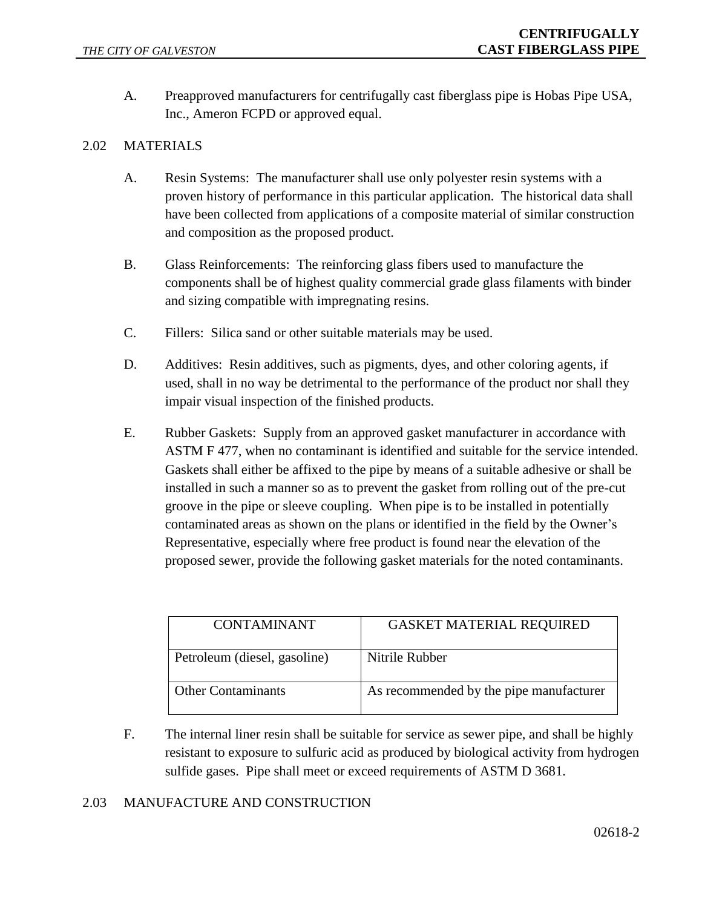A. Preapproved manufacturers for centrifugally cast fiberglass pipe is Hobas Pipe USA, Inc., Ameron FCPD or approved equal.

## 2.02 MATERIALS

A. Resin Systems: The manufacturer shall use only polyester resin systems with a proven history of performance in this particular application. The historical data shall have been collected from applications of a composite material of similar construction and composition as the proposed product.

B. Glass Reinforcements: The reinforcing glass fibers used to manufacture the components shall be of highest quality commercial grade glass filaments with binder and sizing compatible with impregnating resins.

C. Fillers: Silica sand or other suitable materials may be used.

D. Additives: Resin additives, such as pigments, dyes, and other coloring agents, if used, shall in no way be detrimental to the performance of the product nor shall they impair visual inspection of the finished products.

E. Rubber Gaskets: Supply from an approved gasket manufacturer in accordance with ASTM F 477, when no contaminant is identified and suitable for the service intended. Gaskets shall either be affixed to the pipe by means of a suitable adhesive or shall be installed in such a manner so as to prevent the gasket from rolling out of the pre-cut groove in the pipe or sleeve coupling. When pipe is to be installed in potentially contaminated areas as shown on the plans or identified in the field by the Owner's Representative, especially where free product is found near the elevation of the proposed sewer, provide the following gasket materials for the noted contaminants.

| CONTAMINANT | GASKET MATERIAL REQUIRED |
|---|---|
| Petroleum (diesel, gasoline) | Nitrile Rubber |
| Other Contaminants | As recommended by the pipe manufacturer |

F. The internal liner resin shall be suitable for service as sewer pipe, and shall be highly resistant to exposure to sulfuric acid as produced by biological activity from hydrogen sulfide gases. Pipe shall meet or exceed requirements of ASTM D 3681.

## 2.03 MANUFACTURE AND CONSTRUCTION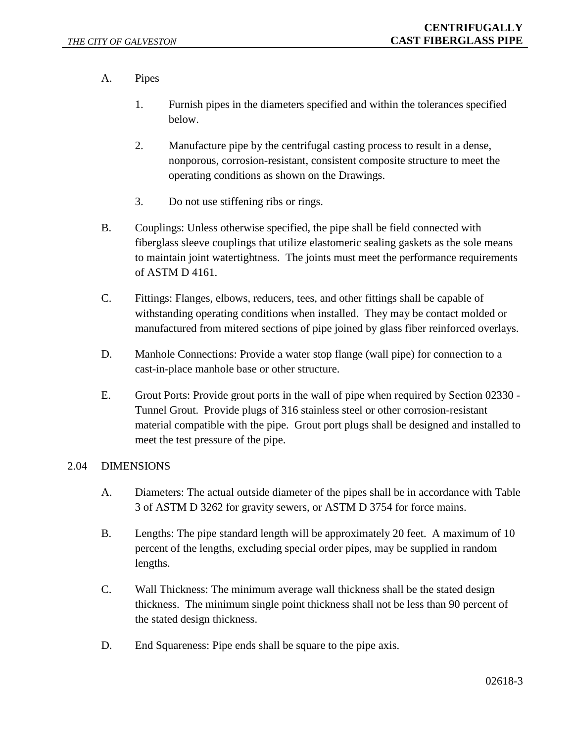A. Pipes

1. Furnish pipes in the diameters specified and within the tolerances specified below.

2. Manufacture pipe by the centrifugal casting process to result in a dense, nonporous, corrosion-resistant, consistent composite structure to meet the operating conditions as shown on the Drawings.

3. Do not use stiffening ribs or rings.

B. Couplings: Unless otherwise specified, the pipe shall be field connected with fiberglass sleeve couplings that utilize elastomeric sealing gaskets as the sole means to maintain joint watertightness. The joints must meet the performance requirements of ASTM D 4161.

C. Fittings: Flanges, elbows, reducers, tees, and other fittings shall be capable of withstanding operating conditions when installed. They may be contact molded or manufactured from mitered sections of pipe joined by glass fiber reinforced overlays.

D. Manhole Connections: Provide a water stop flange (wall pipe) for connection to a cast-in-place manhole base or other structure.

E. Grout Ports: Provide grout ports in the wall of pipe when required by Section 02330 - Tunnel Grout. Provide plugs of 316 stainless steel or other corrosion-resistant material compatible with the pipe. Grout port plugs shall be designed and installed to meet the test pressure of the pipe.

## 2.04 DIMENSIONS

A. Diameters: The actual outside diameter of the pipes shall be in accordance with Table 3 of ASTM D 3262 for gravity sewers, or ASTM D 3754 for force mains.

B. Lengths: The pipe standard length will be approximately 20 feet. A maximum of 10 percent of the lengths, excluding special order pipes, may be supplied in random lengths.

C. Wall Thickness: The minimum average wall thickness shall be the stated design thickness. The minimum single point thickness shall not be less than 90 percent of the stated design thickness.

D. End Squareness: Pipe ends shall be square to the pipe axis.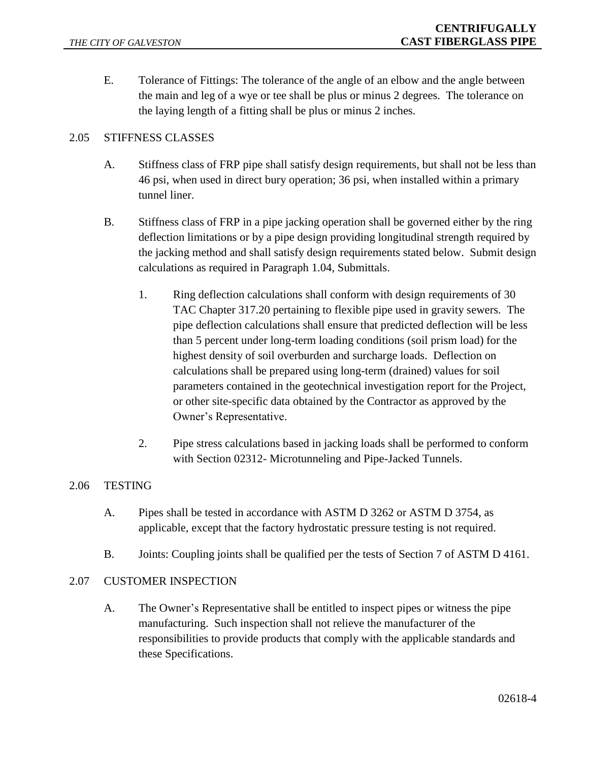E. Tolerance of Fittings: The tolerance of the angle of an elbow and the angle between the main and leg of a wye or tee shall be plus or minus 2 degrees. The tolerance on the laying length of a fitting shall be plus or minus 2 inches.

## 2.05 STIFFNESS CLASSES

A. Stiffness class of FRP pipe shall satisfy design requirements, but shall not be less than 46 psi, when used in direct bury operation; 36 psi, when installed within a primary tunnel liner.

B. Stiffness class of FRP in a pipe jacking operation shall be governed either by the ring deflection limitations or by a pipe design providing longitudinal strength required by the jacking method and shall satisfy design requirements stated below. Submit design calculations as required in Paragraph 1.04, Submittals.

1. Ring deflection calculations shall conform with design requirements of 30 TAC Chapter 317.20 pertaining to flexible pipe used in gravity sewers. The pipe deflection calculations shall ensure that predicted deflection will be less than 5 percent under long-term loading conditions (soil prism load) for the highest density of soil overburden and surcharge loads. Deflection on calculations shall be prepared using long-term (drained) values for soil parameters contained in the geotechnical investigation report for the Project, or other site-specific data obtained by the Contractor as approved by the Owner's Representative.

2. Pipe stress calculations based in jacking loads shall be performed to conform with Section 02312- Microtunneling and Pipe-Jacked Tunnels.

## 2.06 TESTING

A. Pipes shall be tested in accordance with ASTM D 3262 or ASTM D 3754, as applicable, except that the factory hydrostatic pressure testing is not required.

B. Joints: Coupling joints shall be qualified per the tests of Section 7 of ASTM D 4161.

## 2.07 CUSTOMER INSPECTION

A. The Owner's Representative shall be entitled to inspect pipes or witness the pipe manufacturing. Such inspection shall not relieve the manufacturer of the responsibilities to provide products that comply with the applicable standards and these Specifications.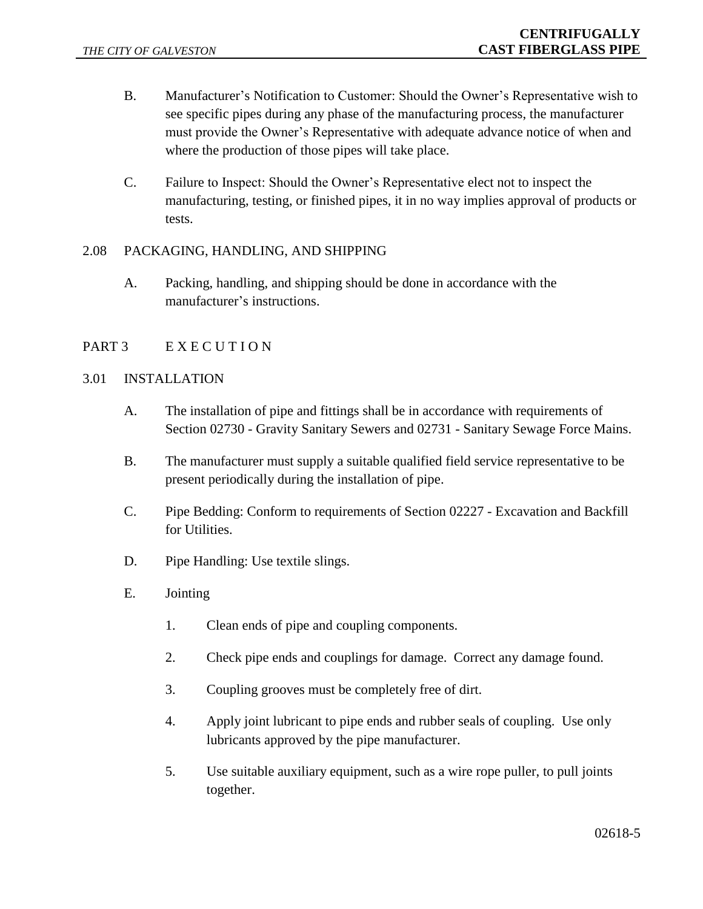B. Manufacturer's Notification to Customer: Should the Owner's Representative wish to see specific pipes during any phase of the manufacturing process, the manufacturer must provide the Owner's Representative with adequate advance notice of when and where the production of those pipes will take place.

C. Failure to Inspect: Should the Owner's Representative elect not to inspect the manufacturing, testing, or finished pipes, it in no way implies approval of products or tests.

### 2.08 PACKAGING, HANDLING, AND SHIPPING

A. Packing, handling, and shipping should be done in accordance with the manufacturer's instructions.

## PART 3 E X E C U T I O N

### 3.01 INSTALLATION

A. The installation of pipe and fittings shall be in accordance with requirements of Section 02730 - Gravity Sanitary Sewers and 02731 - Sanitary Sewage Force Mains.

B. The manufacturer must supply a suitable qualified field service representative to be present periodically during the installation of pipe.

C. Pipe Bedding: Conform to requirements of Section 02227 - Excavation and Backfill for Utilities.

D. Pipe Handling: Use textile slings.

E. Jointing

1. Clean ends of pipe and coupling components.

2. Check pipe ends and couplings for damage. Correct any damage found.

3. Coupling grooves must be completely free of dirt.

4. Apply joint lubricant to pipe ends and rubber seals of coupling. Use only lubricants approved by the pipe manufacturer.

5. Use suitable auxiliary equipment, such as a wire rope puller, to pull joints together.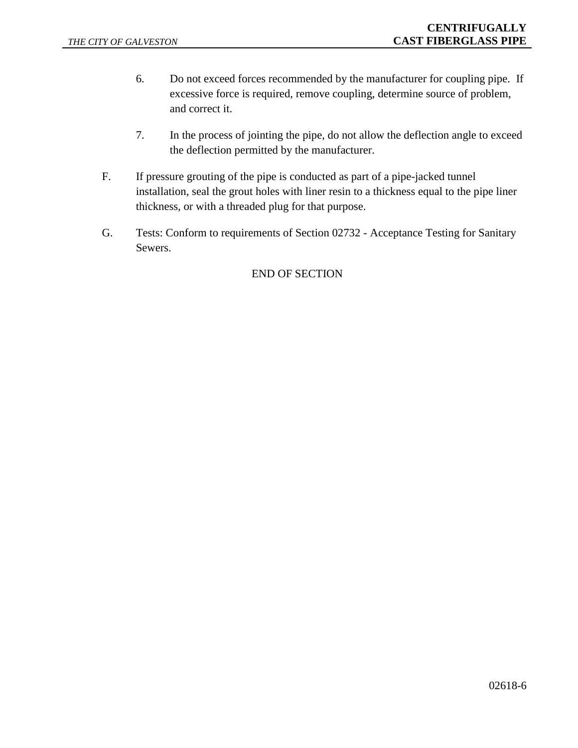6. Do not exceed forces recommended by the manufacturer for coupling pipe. If excessive force is required, remove coupling, determine source of problem, and correct it.

7. In the process of jointing the pipe, do not allow the deflection angle to exceed the deflection permitted by the manufacturer.

F. If pressure grouting of the pipe is conducted as part of a pipe-jacked tunnel installation, seal the grout holes with liner resin to a thickness equal to the pipe liner thickness, or with a threaded plug for that purpose.

G. Tests: Conform to requirements of Section 02732 - Acceptance Testing for Sanitary Sewers.

END OF SECTION